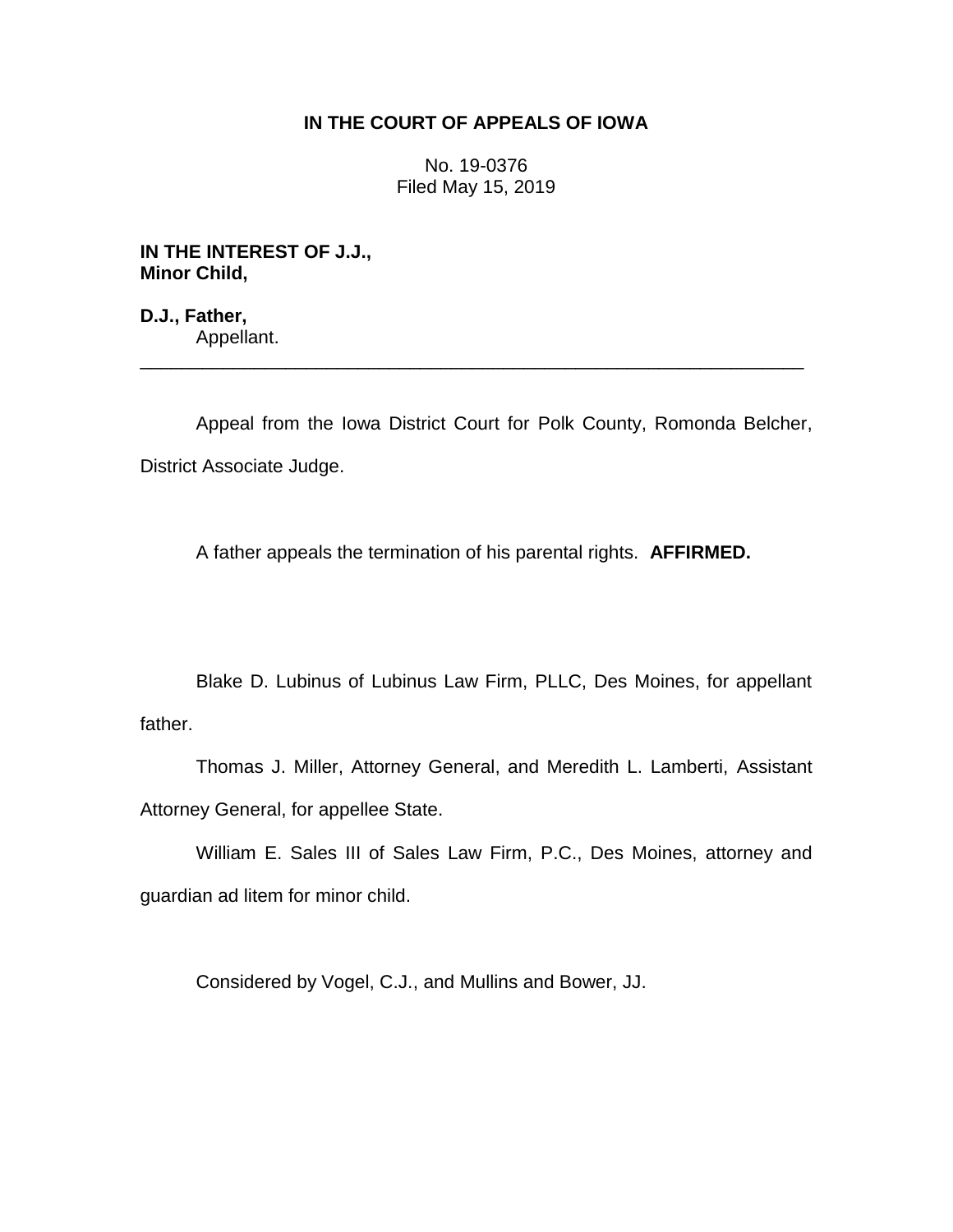**IN THE COURT OF APPEALS OF IOWA**

No. 19-0376
Filed May 15, 2019

**IN THE INTEREST OF J.J., Minor Child,**

**D.J., Father,**
Appellant.

---

Appeal from the Iowa District Court for Polk County, Romonda Belcher, District Associate Judge.

A father appeals the termination of his parental rights. **AFFIRMED.**

Blake D. Lubinus of Lubinus Law Firm, PLLC, Des Moines, for appellant father.

Thomas J. Miller, Attorney General, and Meredith L. Lamberti, Assistant Attorney General, for appellee State.

William E. Sales III of Sales Law Firm, P.C., Des Moines, attorney and guardian ad litem for minor child.

Considered by Vogel, C.J., and Mullins and Bower, JJ.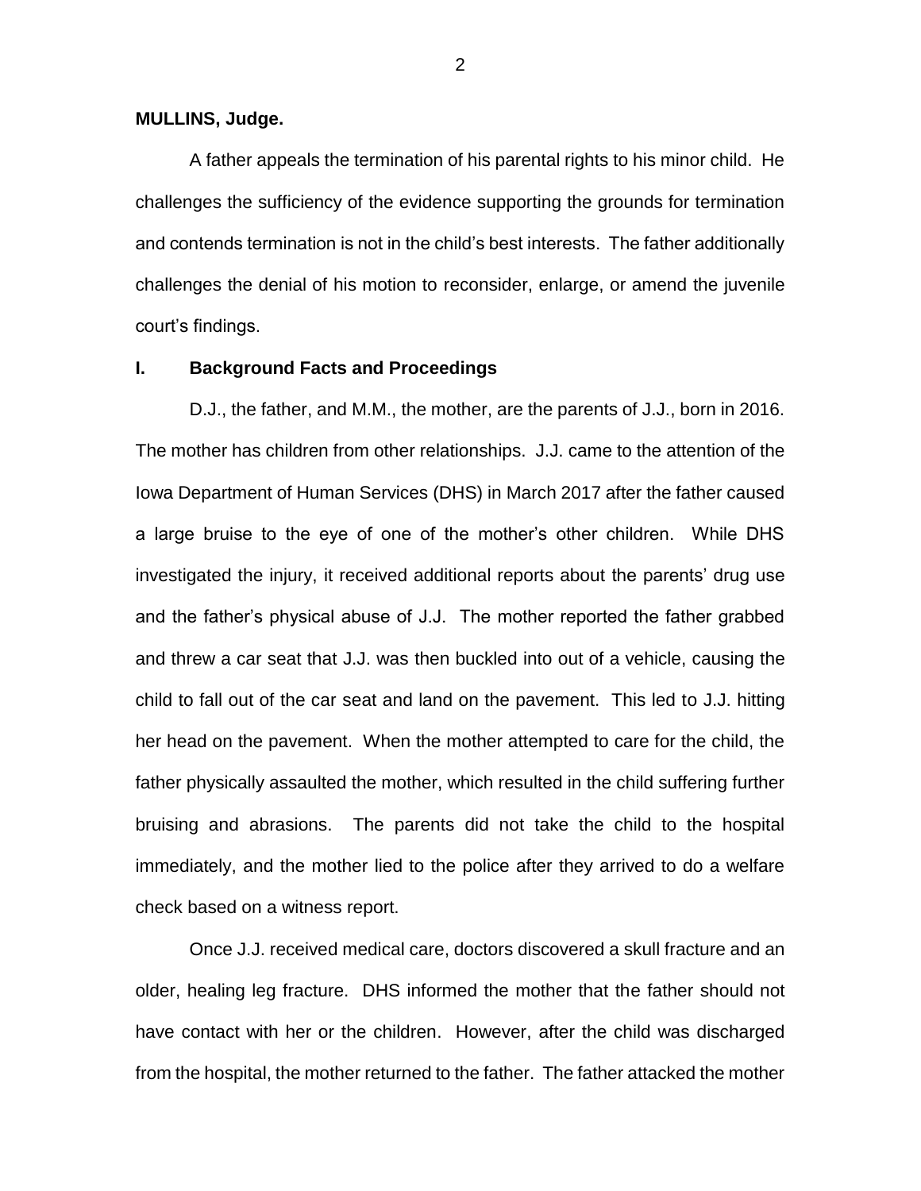**MULLINS, Judge.**

A father appeals the termination of his parental rights to his minor child. He challenges the sufficiency of the evidence supporting the grounds for termination and contends termination is not in the child's best interests. The father additionally challenges the denial of his motion to reconsider, enlarge, or amend the juvenile court's findings.

## I. Background Facts and Proceedings

D.J., the father, and M.M., the mother, are the parents of J.J., born in 2016. The mother has children from other relationships. J.J. came to the attention of the Iowa Department of Human Services (DHS) in March 2017 after the father caused a large bruise to the eye of one of the mother's other children. While DHS investigated the injury, it received additional reports about the parents' drug use and the father's physical abuse of J.J. The mother reported the father grabbed and threw a car seat that J.J. was then buckled into out of a vehicle, causing the child to fall out of the car seat and land on the pavement. This led to J.J. hitting her head on the pavement. When the mother attempted to care for the child, the father physically assaulted the mother, which resulted in the child suffering further bruising and abrasions. The parents did not take the child to the hospital immediately, and the mother lied to the police after they arrived to do a welfare check based on a witness report.

Once J.J. received medical care, doctors discovered a skull fracture and an older, healing leg fracture. DHS informed the mother that the father should not have contact with her or the children. However, after the child was discharged from the hospital, the mother returned to the father. The father attacked the mother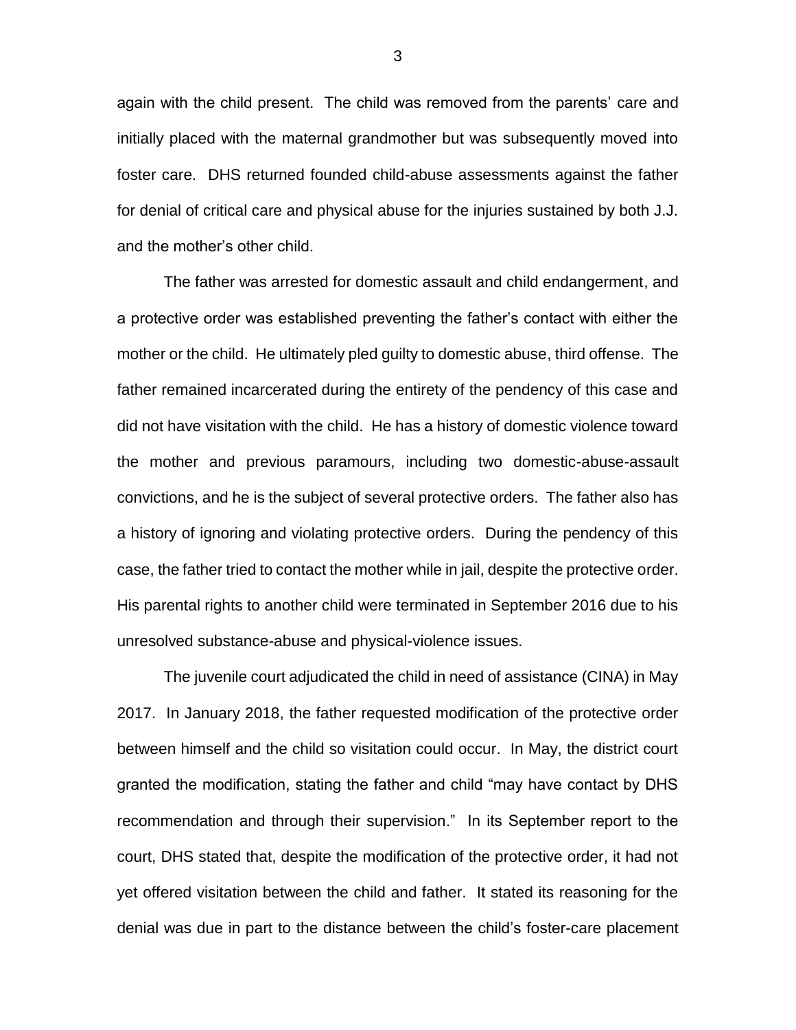again with the child present. The child was removed from the parents' care and initially placed with the maternal grandmother but was subsequently moved into foster care. DHS returned founded child-abuse assessments against the father for denial of critical care and physical abuse for the injuries sustained by both J.J. and the mother's other child.

The father was arrested for domestic assault and child endangerment, and a protective order was established preventing the father's contact with either the mother or the child. He ultimately pled guilty to domestic abuse, third offense. The father remained incarcerated during the entirety of the pendency of this case and did not have visitation with the child. He has a history of domestic violence toward the mother and previous paramours, including two domestic-abuse-assault convictions, and he is the subject of several protective orders. The father also has a history of ignoring and violating protective orders. During the pendency of this case, the father tried to contact the mother while in jail, despite the protective order. His parental rights to another child were terminated in September 2016 due to his unresolved substance-abuse and physical-violence issues.

The juvenile court adjudicated the child in need of assistance (CINA) in May 2017. In January 2018, the father requested modification of the protective order between himself and the child so visitation could occur. In May, the district court granted the modification, stating the father and child "may have contact by DHS recommendation and through their supervision." In its September report to the court, DHS stated that, despite the modification of the protective order, it had not yet offered visitation between the child and father. It stated its reasoning for the denial was due in part to the distance between the child's foster-care placement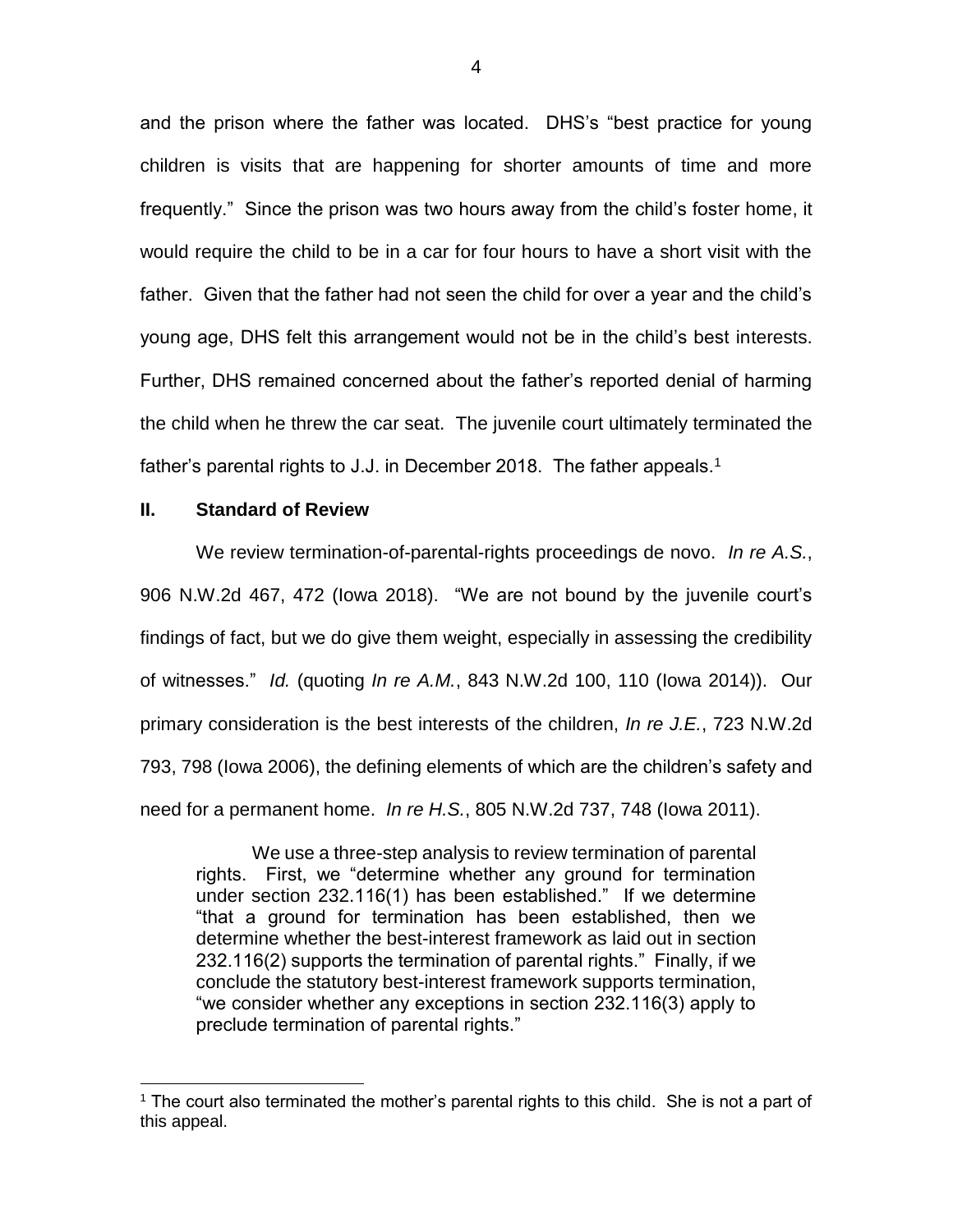and the prison where the father was located. DHS's "best practice for young children is visits that are happening for shorter amounts of time and more frequently." Since the prison was two hours away from the child's foster home, it would require the child to be in a car for four hours to have a short visit with the father. Given that the father had not seen the child for over a year and the child's young age, DHS felt this arrangement would not be in the child's best interests. Further, DHS remained concerned about the father's reported denial of harming the child when he threw the car seat. The juvenile court ultimately terminated the father's parental rights to J.J. in December 2018. The father appeals.[1]

## II. Standard of Review

We review termination-of-parental-rights proceedings de novo. *In re A.S.*, 906 N.W.2d 467, 472 (Iowa 2018). "We are not bound by the juvenile court's findings of fact, but we do give them weight, especially in assessing the credibility of witnesses." *Id.* (quoting *In re A.M.*, 843 N.W.2d 100, 110 (Iowa 2014)). Our primary consideration is the best interests of the children, *In re J.E.*, 723 N.W.2d 793, 798 (Iowa 2006), the defining elements of which are the children's safety and need for a permanent home. *In re H.S.*, 805 N.W.2d 737, 748 (Iowa 2011).

> We use a three-step analysis to review termination of parental rights. First, we "determine whether any ground for termination under section 232.116(1) has been established." If we determine "that a ground for termination has been established, then we determine whether the best-interest framework as laid out in section 232.116(2) supports the termination of parental rights." Finally, if we conclude the statutory best-interest framework supports termination, "we consider whether any exceptions in section 232.116(3) apply to preclude termination of parental rights."

[1] The court also terminated the mother's parental rights to this child. She is not a part of this appeal.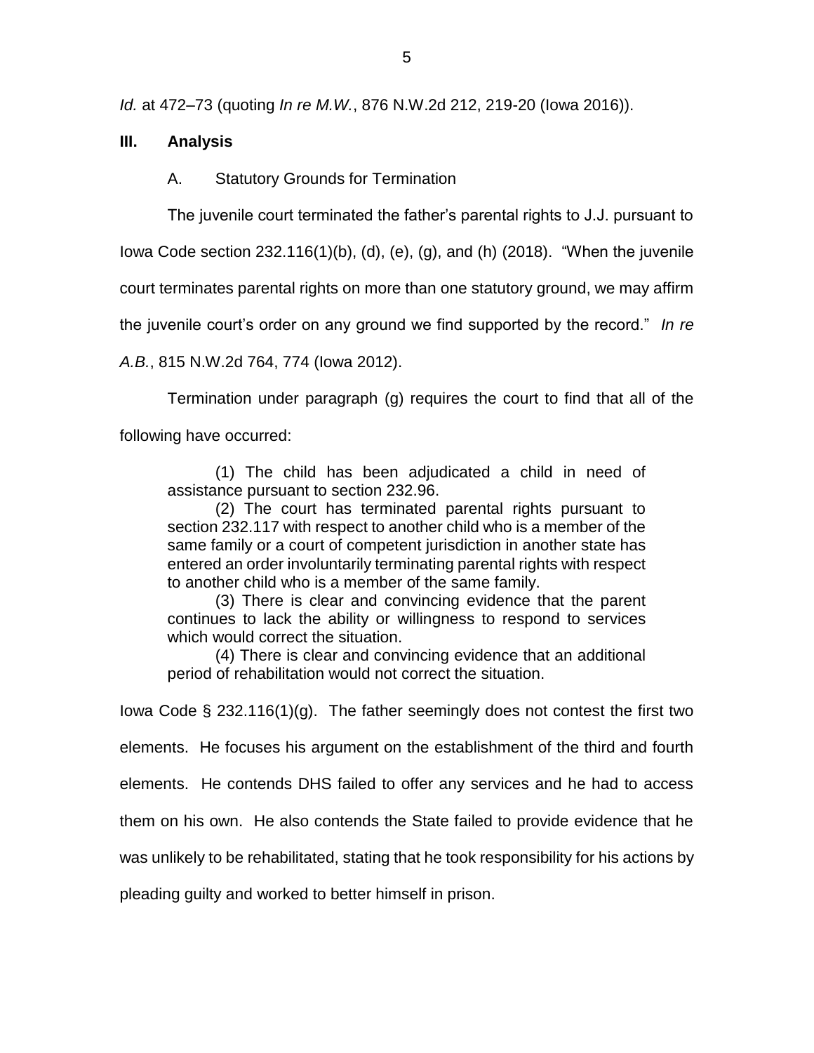*Id.* at 472–73 (quoting *In re M.W.*, 876 N.W.2d 212, 219-20 (Iowa 2016)).

## III. Analysis

### A. Statutory Grounds for Termination

The juvenile court terminated the father's parental rights to J.J. pursuant to Iowa Code section 232.116(1)(b), (d), (e), (g), and (h) (2018). "When the juvenile court terminates parental rights on more than one statutory ground, we may affirm the juvenile court's order on any ground we find supported by the record." *In re A.B.*, 815 N.W.2d 764, 774 (Iowa 2012).

Termination under paragraph (g) requires the court to find that all of the following have occurred:

> (1) The child has been adjudicated a child in need of assistance pursuant to section 232.96.
>
> (2) The court has terminated parental rights pursuant to section 232.117 with respect to another child who is a member of the same family or a court of competent jurisdiction in another state has entered an order involuntarily terminating parental rights with respect to another child who is a member of the same family.
>
> (3) There is clear and convincing evidence that the parent continues to lack the ability or willingness to respond to services which would correct the situation.
>
> (4) There is clear and convincing evidence that an additional period of rehabilitation would not correct the situation.

Iowa Code § 232.116(1)(g). The father seemingly does not contest the first two elements. He focuses his argument on the establishment of the third and fourth elements. He contends DHS failed to offer any services and he had to access them on his own. He also contends the State failed to provide evidence that he was unlikely to be rehabilitated, stating that he took responsibility for his actions by pleading guilty and worked to better himself in prison.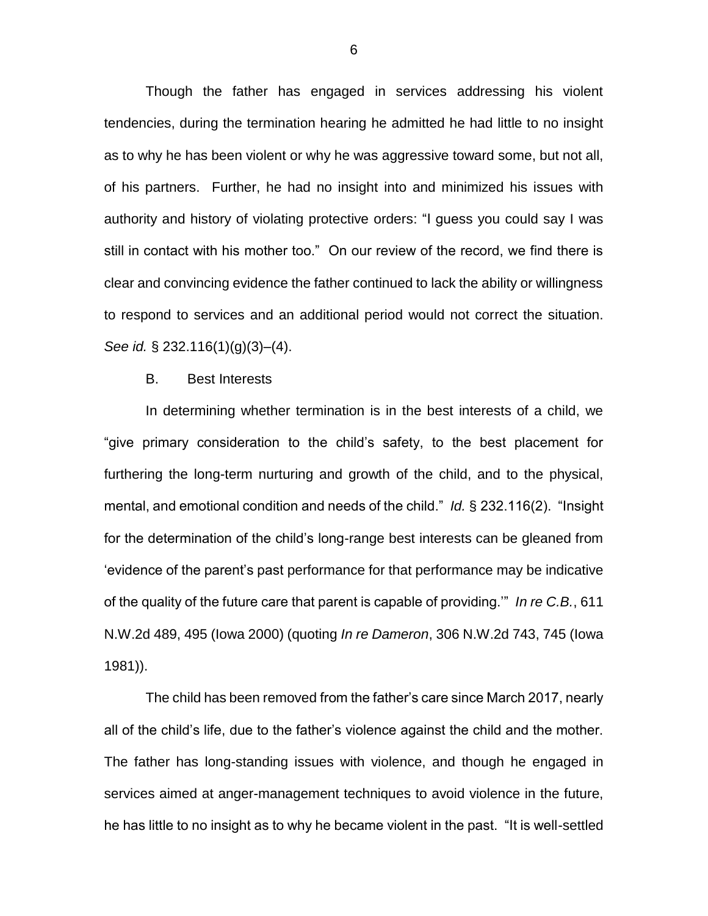Though the father has engaged in services addressing his violent tendencies, during the termination hearing he admitted he had little to no insight as to why he has been violent or why he was aggressive toward some, but not all, of his partners. Further, he had no insight into and minimized his issues with authority and history of violating protective orders: "I guess you could say I was still in contact with his mother too." On our review of the record, we find there is clear and convincing evidence the father continued to lack the ability or willingness to respond to services and an additional period would not correct the situation. *See id.* § 232.116(1)(g)(3)–(4).

B. Best Interests

In determining whether termination is in the best interests of a child, we "give primary consideration to the child's safety, to the best placement for furthering the long-term nurturing and growth of the child, and to the physical, mental, and emotional condition and needs of the child." *Id.* § 232.116(2). "Insight for the determination of the child's long-range best interests can be gleaned from 'evidence of the parent's past performance for that performance may be indicative of the quality of the future care that parent is capable of providing.'" *In re C.B.*, 611 N.W.2d 489, 495 (Iowa 2000) (quoting *In re Dameron*, 306 N.W.2d 743, 745 (Iowa 1981)).

The child has been removed from the father's care since March 2017, nearly all of the child's life, due to the father's violence against the child and the mother. The father has long-standing issues with violence, and though he engaged in services aimed at anger-management techniques to avoid violence in the future, he has little to no insight as to why he became violent in the past. "It is well-settled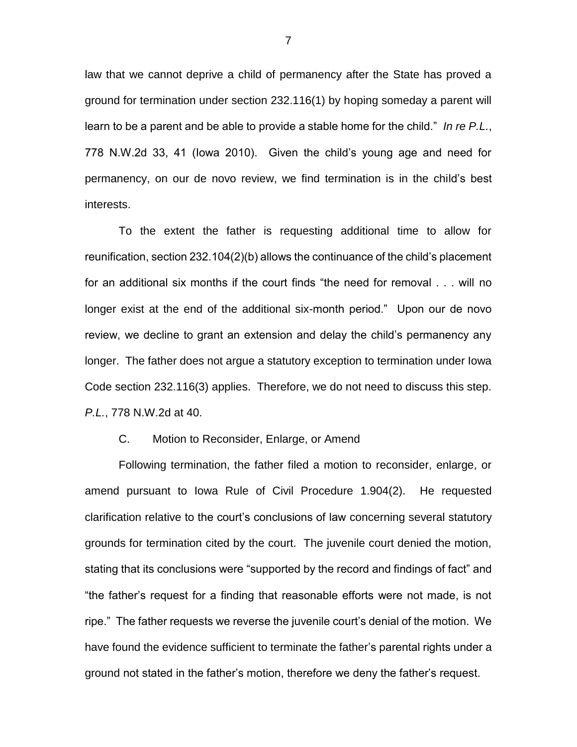law that we cannot deprive a child of permanency after the State has proved a ground for termination under section 232.116(1) by hoping someday a parent will learn to be a parent and be able to provide a stable home for the child." *In re P.L.*, 778 N.W.2d 33, 41 (Iowa 2010). Given the child's young age and need for permanency, on our de novo review, we find termination is in the child's best interests.

To the extent the father is requesting additional time to allow for reunification, section 232.104(2)(b) allows the continuance of the child's placement for an additional six months if the court finds "the need for removal . . . will no longer exist at the end of the additional six-month period." Upon our de novo review, we decline to grant an extension and delay the child's permanency any longer. The father does not argue a statutory exception to termination under Iowa Code section 232.116(3) applies. Therefore, we do not need to discuss this step. *P.L.*, 778 N.W.2d at 40.

C. Motion to Reconsider, Enlarge, or Amend

Following termination, the father filed a motion to reconsider, enlarge, or amend pursuant to Iowa Rule of Civil Procedure 1.904(2). He requested clarification relative to the court's conclusions of law concerning several statutory grounds for termination cited by the court. The juvenile court denied the motion, stating that its conclusions were "supported by the record and findings of fact" and "the father's request for a finding that reasonable efforts were not made, is not ripe." The father requests we reverse the juvenile court's denial of the motion. We have found the evidence sufficient to terminate the father's parental rights under a ground not stated in the father's motion, therefore we deny the father's request.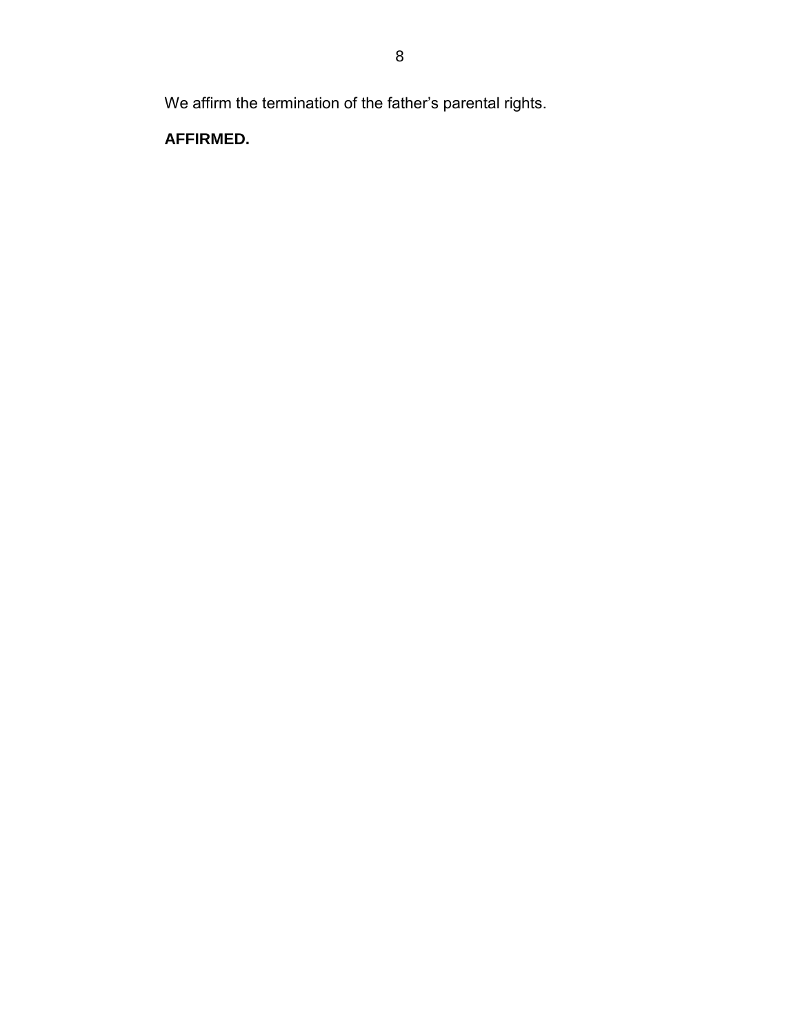We affirm the termination of the father’s parental rights.

**AFFIRMED.**